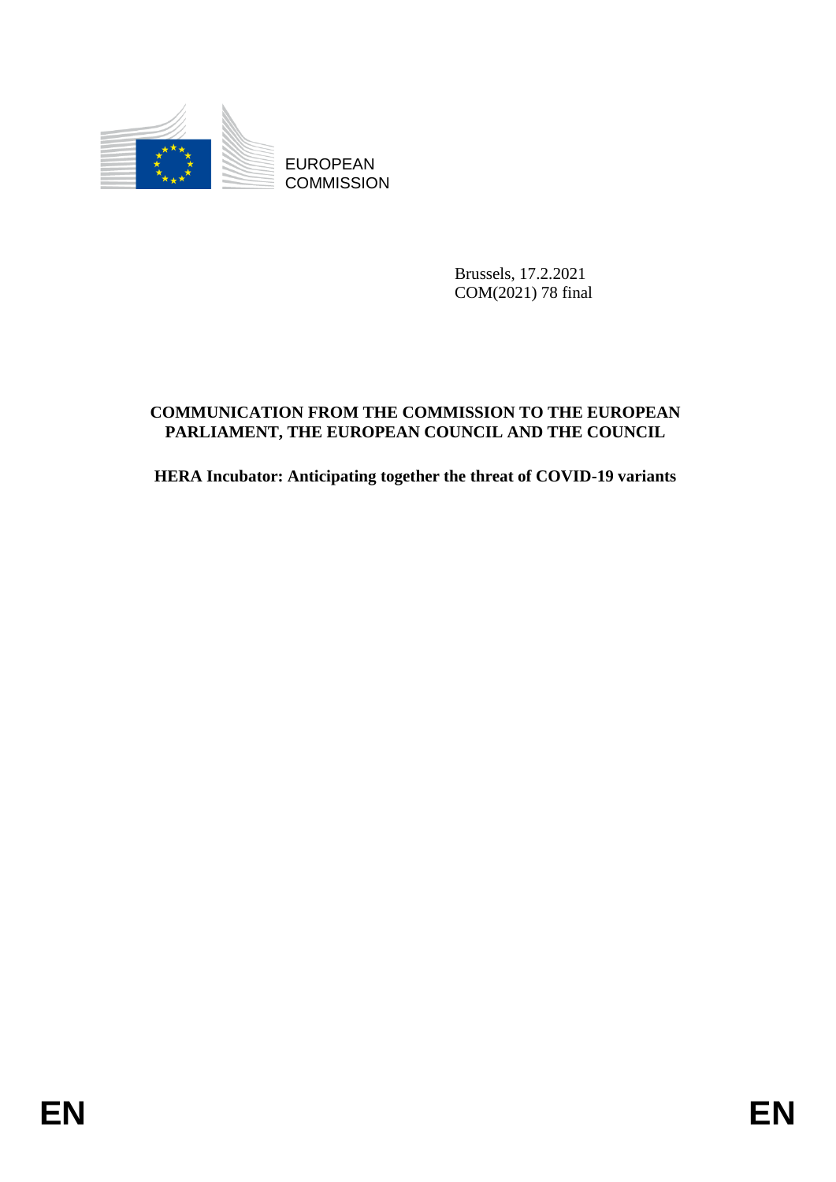EUROPEAN COMMISSION

Brussels, 17.2.2021
COM(2021) 78 final

**COMMUNICATION FROM THE COMMISSION TO THE EUROPEAN PARLIAMENT, THE EUROPEAN COUNCIL AND THE COUNCIL**

**HERA Incubator: Anticipating together the threat of COVID-19 variants**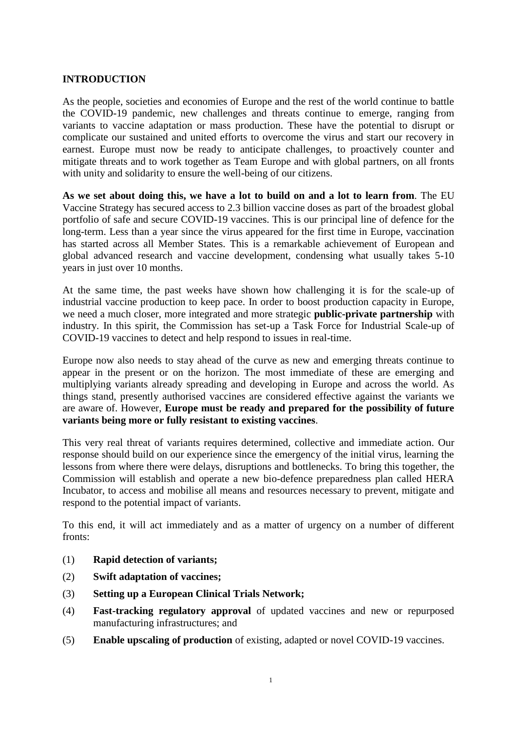## INTRODUCTION

As the people, societies and economies of Europe and the rest of the world continue to battle the COVID-19 pandemic, new challenges and threats continue to emerge, ranging from variants to vaccine adaptation or mass production. These have the potential to disrupt or complicate our sustained and united efforts to overcome the virus and start our recovery in earnest. Europe must now be ready to anticipate challenges, to proactively counter and mitigate threats and to work together as Team Europe and with global partners, on all fronts with unity and solidarity to ensure the well-being of our citizens.

**As we set about doing this, we have a lot to build on and a lot to learn from**. The EU Vaccine Strategy has secured access to 2.3 billion vaccine doses as part of the broadest global portfolio of safe and secure COVID-19 vaccines. This is our principal line of defence for the long-term. Less than a year since the virus appeared for the first time in Europe, vaccination has started across all Member States. This is a remarkable achievement of European and global advanced research and vaccine development, condensing what usually takes 5-10 years in just over 10 months.

At the same time, the past weeks have shown how challenging it is for the scale-up of industrial vaccine production to keep pace. In order to boost production capacity in Europe, we need a much closer, more integrated and more strategic **public-private partnership** with industry. In this spirit, the Commission has set-up a Task Force for Industrial Scale-up of COVID-19 vaccines to detect and help respond to issues in real-time.

Europe now also needs to stay ahead of the curve as new and emerging threats continue to appear in the present or on the horizon. The most immediate of these are emerging and multiplying variants already spreading and developing in Europe and across the world. As things stand, presently authorised vaccines are considered effective against the variants we are aware of. However, **Europe must be ready and prepared for the possibility of future variants being more or fully resistant to existing vaccines**.

This very real threat of variants requires determined, collective and immediate action. Our response should build on our experience since the emergency of the initial virus, learning the lessons from where there were delays, disruptions and bottlenecks. To bring this together, the Commission will establish and operate a new bio-defence preparedness plan called HERA Incubator, to access and mobilise all means and resources necessary to prevent, mitigate and respond to the potential impact of variants.

To this end, it will act immediately and as a matter of urgency on a number of different fronts:

(1) **Rapid detection of variants;**

(2) **Swift adaptation of vaccines;**

(3) **Setting up a European Clinical Trials Network;**

(4) **Fast-tracking regulatory approval** of updated vaccines and new or repurposed manufacturing infrastructures; and

(5) **Enable upscaling of production** of existing, adapted or novel COVID-19 vaccines.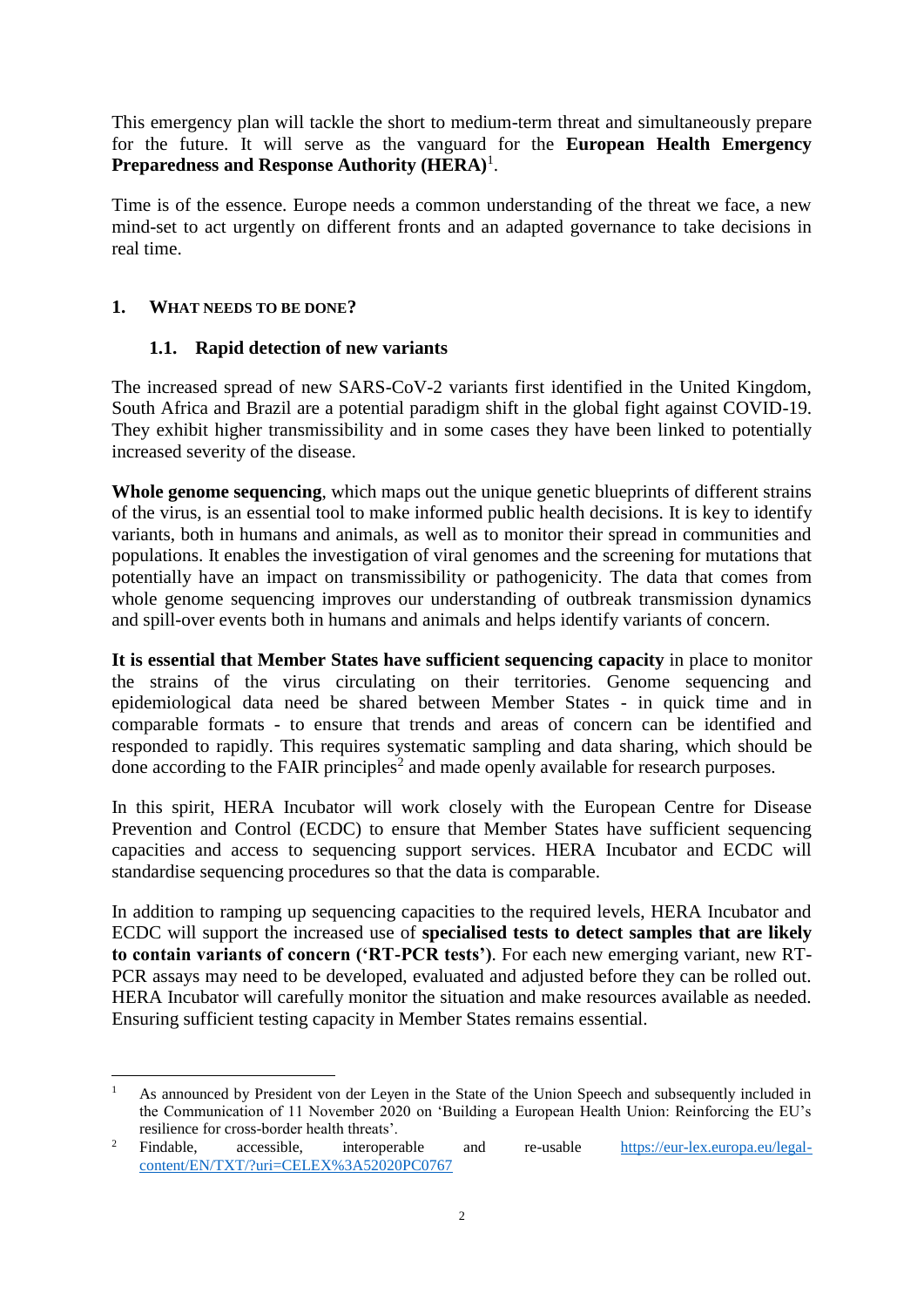This emergency plan will tackle the short to medium-term threat and simultaneously prepare for the future. It will serve as the vanguard for the **European Health Emergency Preparedness and Response Authority (HERA)**[1].

Time is of the essence. Europe needs a common understanding of the threat we face, a new mind-set to act urgently on different fronts and an adapted governance to take decisions in real time.

## 1. WHAT NEEDS TO BE DONE?

### 1.1. Rapid detection of new variants

The increased spread of new SARS-CoV-2 variants first identified in the United Kingdom, South Africa and Brazil are a potential paradigm shift in the global fight against COVID-19. They exhibit higher transmissibility and in some cases they have been linked to potentially increased severity of the disease.

**Whole genome sequencing**, which maps out the unique genetic blueprints of different strains of the virus, is an essential tool to make informed public health decisions. It is key to identify variants, both in humans and animals, as well as to monitor their spread in communities and populations. It enables the investigation of viral genomes and the screening for mutations that potentially have an impact on transmissibility or pathogenicity. The data that comes from whole genome sequencing improves our understanding of outbreak transmission dynamics and spill-over events both in humans and animals and helps identify variants of concern.

**It is essential that Member States have sufficient sequencing capacity** in place to monitor the strains of the virus circulating on their territories. Genome sequencing and epidemiological data need be shared between Member States - in quick time and in comparable formats - to ensure that trends and areas of concern can be identified and responded to rapidly. This requires systematic sampling and data sharing, which should be done according to the FAIR principles[2] and made openly available for research purposes.

In this spirit, HERA Incubator will work closely with the European Centre for Disease Prevention and Control (ECDC) to ensure that Member States have sufficient sequencing capacities and access to sequencing support services. HERA Incubator and ECDC will standardise sequencing procedures so that the data is comparable.

In addition to ramping up sequencing capacities to the required levels, HERA Incubator and ECDC will support the increased use of **specialised tests to detect samples that are likely to contain variants of concern ('RT-PCR tests')**. For each new emerging variant, new RT-PCR assays may need to be developed, evaluated and adjusted before they can be rolled out. HERA Incubator will carefully monitor the situation and make resources available as needed. Ensuring sufficient testing capacity in Member States remains essential.

---

[1] As announced by President von der Leyen in the State of the Union Speech and subsequently included in the Communication of 11 November 2020 on 'Building a European Health Union: Reinforcing the EU's resilience for cross-border health threats'.

[2] Findable, accessible, interoperable and re-usable https://eur-lex.europa.eu/legal-content/EN/TXT/?uri=CELEX%3A52020PC0767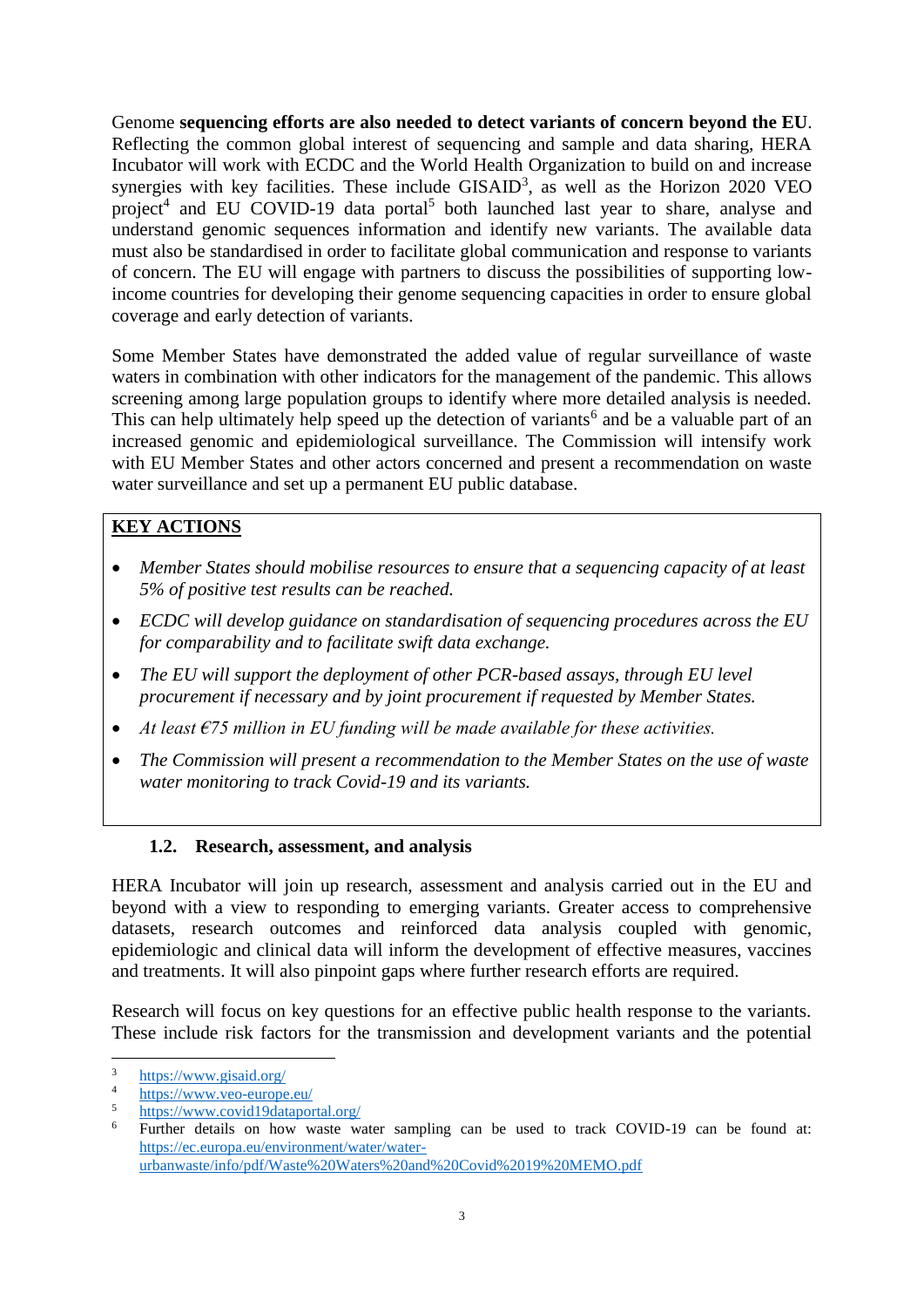Genome **sequencing efforts are also needed to detect variants of concern beyond the EU**. Reflecting the common global interest of sequencing and sample and data sharing, HERA Incubator will work with ECDC and the World Health Organization to build on and increase synergies with key facilities. These include GISAID[3], as well as the Horizon 2020 VEO project[4] and EU COVID-19 data portal[5] both launched last year to share, analyse and understand genomic sequences information and identify new variants. The available data must also be standardised in order to facilitate global communication and response to variants of concern. The EU will engage with partners to discuss the possibilities of supporting low-income countries for developing their genome sequencing capacities in order to ensure global coverage and early detection of variants.

Some Member States have demonstrated the added value of regular surveillance of waste waters in combination with other indicators for the management of the pandemic. This allows screening among large population groups to identify where more detailed analysis is needed. This can help ultimately help speed up the detection of variants[6] and be a valuable part of an increased genomic and epidemiological surveillance. The Commission will intensify work with EU Member States and other actors concerned and present a recommendation on waste water surveillance and set up a permanent EU public database.

**KEY ACTIONS**

- *Member States should mobilise resources to ensure that a sequencing capacity of at least 5% of positive test results can be reached.*
- *ECDC will develop guidance on standardisation of sequencing procedures across the EU for comparability and to facilitate swift data exchange.*
- *The EU will support the deployment of other PCR-based assays, through EU level procurement if necessary and by joint procurement if requested by Member States.*
- *At least €75 million in EU funding will be made available for these activities.*
- *The Commission will present a recommendation to the Member States on the use of waste water monitoring to track Covid-19 and its variants.*

### 1.2. Research, assessment, and analysis

HERA Incubator will join up research, assessment and analysis carried out in the EU and beyond with a view to responding to emerging variants. Greater access to comprehensive datasets, research outcomes and reinforced data analysis coupled with genomic, epidemiologic and clinical data will inform the development of effective measures, vaccines and treatments. It will also pinpoint gaps where further research efforts are required.

Research will focus on key questions for an effective public health response to the variants. These include risk factors for the transmission and development variants and the potential

---

[3] https://www.gisaid.org/

[4] https://www.veo-europe.eu/

[5] https://www.covid19dataportal.org/

[6] Further details on how waste water sampling can be used to track COVID-19 can be found at: https://ec.europa.eu/environment/water/water-urbanwaste/info/pdf/Waste%20Waters%20and%20Covid%2019%20MEMO.pdf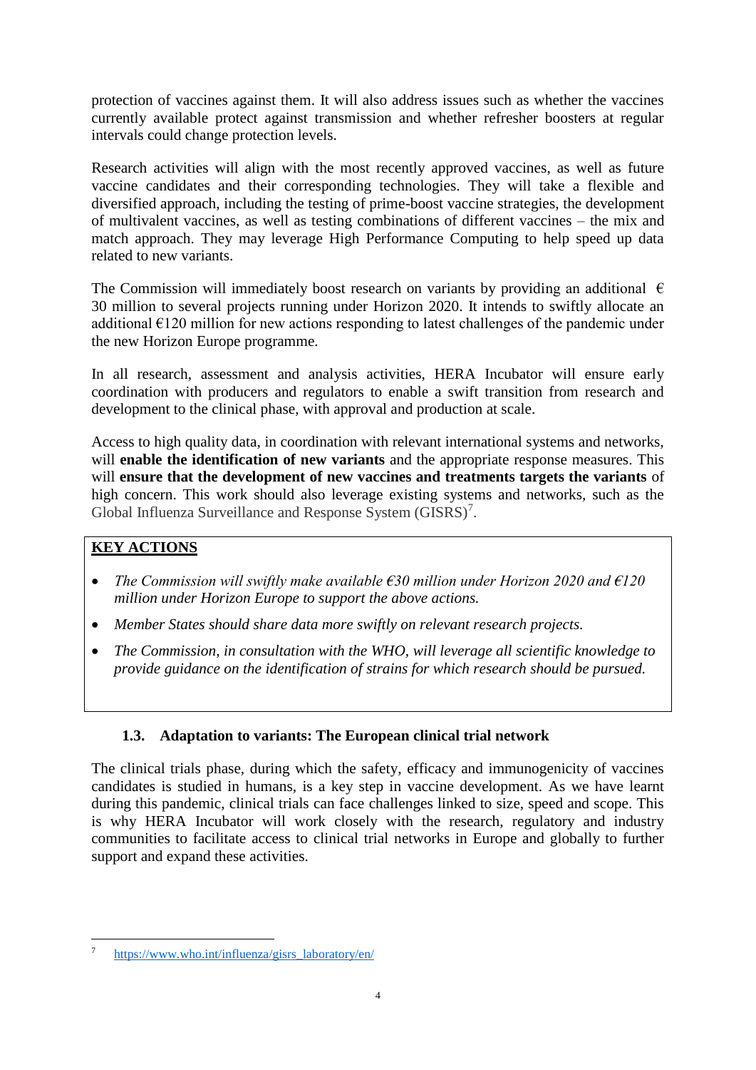protection of vaccines against them. It will also address issues such as whether the vaccines currently available protect against transmission and whether refresher boosters at regular intervals could change protection levels.

Research activities will align with the most recently approved vaccines, as well as future vaccine candidates and their corresponding technologies. They will take a flexible and diversified approach, including the testing of prime-boost vaccine strategies, the development of multivalent vaccines, as well as testing combinations of different vaccines – the mix and match approach. They may leverage High Performance Computing to help speed up data related to new variants.

The Commission will immediately boost research on variants by providing an additional € 30 million to several projects running under Horizon 2020. It intends to swiftly allocate an additional €120 million for new actions responding to latest challenges of the pandemic under the new Horizon Europe programme.

In all research, assessment and analysis activities, HERA Incubator will ensure early coordination with producers and regulators to enable a swift transition from research and development to the clinical phase, with approval and production at scale.

Access to high quality data, in coordination with relevant international systems and networks, will **enable the identification of new variants** and the appropriate response measures. This will **ensure that the development of new vaccines and treatments targets the variants** of high concern. This work should also leverage existing systems and networks, such as the Global Influenza Surveillance and Response System (GISRS)[7].

**KEY ACTIONS**

- *The Commission will swiftly make available €30 million under Horizon 2020 and €120 million under Horizon Europe to support the above actions.*
- *Member States should share data more swiftly on relevant research projects.*
- *The Commission, in consultation with the WHO, will leverage all scientific knowledge to provide guidance on the identification of strains for which research should be pursued.*

### 1.3. Adaptation to variants: The European clinical trial network

The clinical trials phase, during which the safety, efficacy and immunogenicity of vaccines candidates is studied in humans, is a key step in vaccine development. As we have learnt during this pandemic, clinical trials can face challenges linked to size, speed and scope. This is why HERA Incubator will work closely with the research, regulatory and industry communities to facilitate access to clinical trial networks in Europe and globally to further support and expand these activities.

---

[7] https://www.who.int/influenza/gisrs_laboratory/en/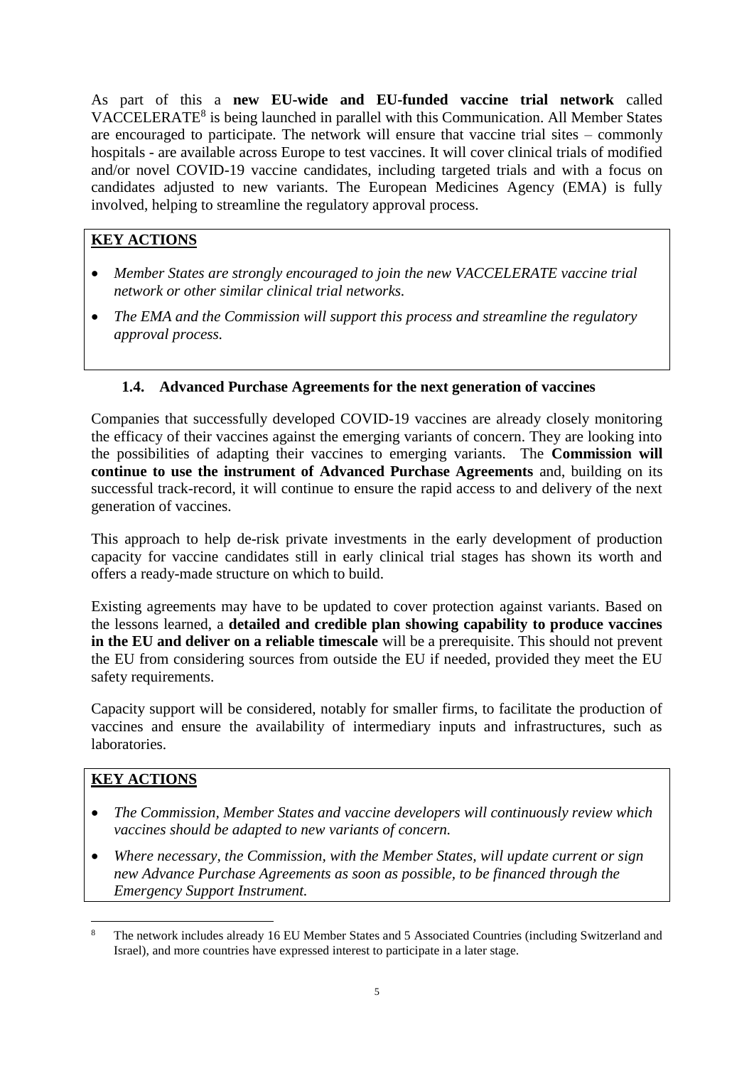As part of this a **new EU-wide and EU-funded vaccine trial network** called VACCELERATE[8] is being launched in parallel with this Communication. All Member States are encouraged to participate. The network will ensure that vaccine trial sites – commonly hospitals - are available across Europe to test vaccines. It will cover clinical trials of modified and/or novel COVID-19 vaccine candidates, including targeted trials and with a focus on candidates adjusted to new variants. The European Medicines Agency (EMA) is fully involved, helping to streamline the regulatory approval process.

**KEY ACTIONS**

- *Member States are strongly encouraged to join the new VACCELERATE vaccine trial network or other similar clinical trial networks.*
- *The EMA and the Commission will support this process and streamline the regulatory approval process.*

### 1.4. Advanced Purchase Agreements for the next generation of vaccines

Companies that successfully developed COVID-19 vaccines are already closely monitoring the efficacy of their vaccines against the emerging variants of concern. They are looking into the possibilities of adapting their vaccines to emerging variants. The **Commission will continue to use the instrument of Advanced Purchase Agreements** and, building on its successful track-record, it will continue to ensure the rapid access to and delivery of the next generation of vaccines.

This approach to help de-risk private investments in the early development of production capacity for vaccine candidates still in early clinical trial stages has shown its worth and offers a ready-made structure on which to build.

Existing agreements may have to be updated to cover protection against variants. Based on the lessons learned, a **detailed and credible plan showing capability to produce vaccines in the EU and deliver on a reliable timescale** will be a prerequisite. This should not prevent the EU from considering sources from outside the EU if needed, provided they meet the EU safety requirements.

Capacity support will be considered, notably for smaller firms, to facilitate the production of vaccines and ensure the availability of intermediary inputs and infrastructures, such as laboratories.

**KEY ACTIONS**

- *The Commission, Member States and vaccine developers will continuously review which vaccines should be adapted to new variants of concern.*
- *Where necessary, the Commission, with the Member States, will update current or sign new Advance Purchase Agreements as soon as possible, to be financed through the Emergency Support Instrument.*

[8] The network includes already 16 EU Member States and 5 Associated Countries (including Switzerland and Israel), and more countries have expressed interest to participate in a later stage.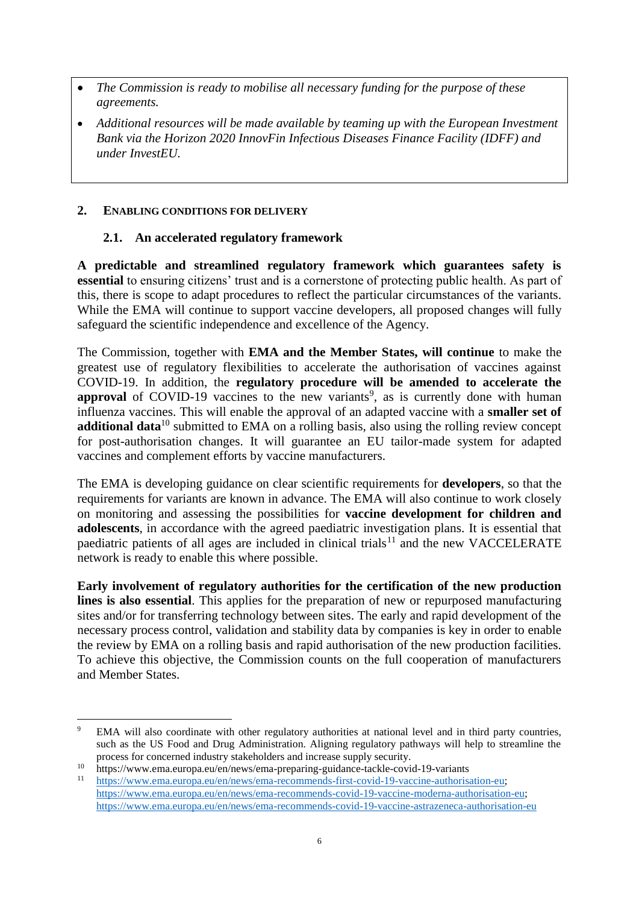- *The Commission is ready to mobilise all necessary funding for the purpose of these agreements.*
- *Additional resources will be made available by teaming up with the European Investment Bank via the Horizon 2020 InnovFin Infectious Diseases Finance Facility (IDFF) and under InvestEU.*

## 2. ENABLING CONDITIONS FOR DELIVERY

### 2.1. An accelerated regulatory framework

**A predictable and streamlined regulatory framework which guarantees safety is essential** to ensuring citizens' trust and is a cornerstone of protecting public health. As part of this, there is scope to adapt procedures to reflect the particular circumstances of the variants. While the EMA will continue to support vaccine developers, all proposed changes will fully safeguard the scientific independence and excellence of the Agency.

The Commission, together with **EMA and the Member States, will continue** to make the greatest use of regulatory flexibilities to accelerate the authorisation of vaccines against COVID-19. In addition, the **regulatory procedure will be amended to accelerate the approval** of COVID-19 vaccines to the new variants[9], as is currently done with human influenza vaccines. This will enable the approval of an adapted vaccine with a **smaller set of additional data**[10] submitted to EMA on a rolling basis, also using the rolling review concept for post-authorisation changes. It will guarantee an EU tailor-made system for adapted vaccines and complement efforts by vaccine manufacturers.

The EMA is developing guidance on clear scientific requirements for **developers**, so that the requirements for variants are known in advance. The EMA will also continue to work closely on monitoring and assessing the possibilities for **vaccine development for children and adolescents**, in accordance with the agreed paediatric investigation plans. It is essential that paediatric patients of all ages are included in clinical trials[11] and the new VACCELERATE network is ready to enable this where possible.

**Early involvement of regulatory authorities for the certification of the new production lines is also essential**. This applies for the preparation of new or repurposed manufacturing sites and/or for transferring technology between sites. The early and rapid development of the necessary process control, validation and stability data by companies is key in order to enable the review by EMA on a rolling basis and rapid authorisation of the new production facilities. To achieve this objective, the Commission counts on the full cooperation of manufacturers and Member States.

---

[9] EMA will also coordinate with other regulatory authorities at national level and in third party countries, such as the US Food and Drug Administration. Aligning regulatory pathways will help to streamline the process for concerned industry stakeholders and increase supply security.

[10] https://www.ema.europa.eu/en/news/ema-preparing-guidance-tackle-covid-19-variants

[11] https://www.ema.europa.eu/en/news/ema-recommends-first-covid-19-vaccine-authorisation-eu; https://www.ema.europa.eu/en/news/ema-recommends-covid-19-vaccine-moderna-authorisation-eu; https://www.ema.europa.eu/en/news/ema-recommends-covid-19-vaccine-astrazeneca-authorisation-eu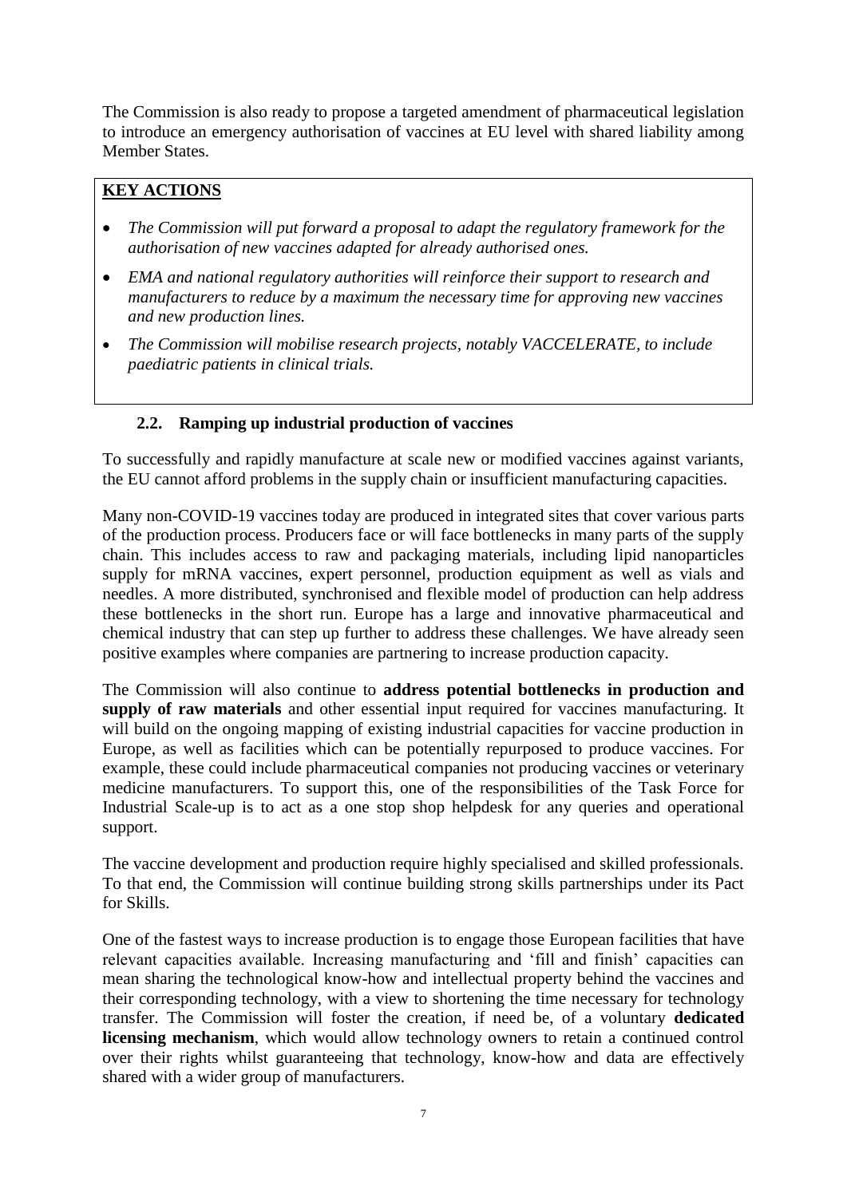The Commission is also ready to propose a targeted amendment of pharmaceutical legislation to introduce an emergency authorisation of vaccines at EU level with shared liability among Member States.

**KEY ACTIONS**

- *The Commission will put forward a proposal to adapt the regulatory framework for the authorisation of new vaccines adapted for already authorised ones.*
- *EMA and national regulatory authorities will reinforce their support to research and manufacturers to reduce by a maximum the necessary time for approving new vaccines and new production lines.*
- *The Commission will mobilise research projects, notably VACCELERATE, to include paediatric patients in clinical trials.*

### 2.2. Ramping up industrial production of vaccines

To successfully and rapidly manufacture at scale new or modified vaccines against variants, the EU cannot afford problems in the supply chain or insufficient manufacturing capacities.

Many non-COVID-19 vaccines today are produced in integrated sites that cover various parts of the production process. Producers face or will face bottlenecks in many parts of the supply chain. This includes access to raw and packaging materials, including lipid nanoparticles supply for mRNA vaccines, expert personnel, production equipment as well as vials and needles. A more distributed, synchronised and flexible model of production can help address these bottlenecks in the short run. Europe has a large and innovative pharmaceutical and chemical industry that can step up further to address these challenges. We have already seen positive examples where companies are partnering to increase production capacity.

The Commission will also continue to **address potential bottlenecks in production and supply of raw materials** and other essential input required for vaccines manufacturing. It will build on the ongoing mapping of existing industrial capacities for vaccine production in Europe, as well as facilities which can be potentially repurposed to produce vaccines. For example, these could include pharmaceutical companies not producing vaccines or veterinary medicine manufacturers. To support this, one of the responsibilities of the Task Force for Industrial Scale-up is to act as a one stop shop helpdesk for any queries and operational support.

The vaccine development and production require highly specialised and skilled professionals. To that end, the Commission will continue building strong skills partnerships under its Pact for Skills.

One of the fastest ways to increase production is to engage those European facilities that have relevant capacities available. Increasing manufacturing and 'fill and finish' capacities can mean sharing the technological know-how and intellectual property behind the vaccines and their corresponding technology, with a view to shortening the time necessary for technology transfer. The Commission will foster the creation, if need be, of a voluntary **dedicated licensing mechanism**, which would allow technology owners to retain a continued control over their rights whilst guaranteeing that technology, know-how and data are effectively shared with a wider group of manufacturers.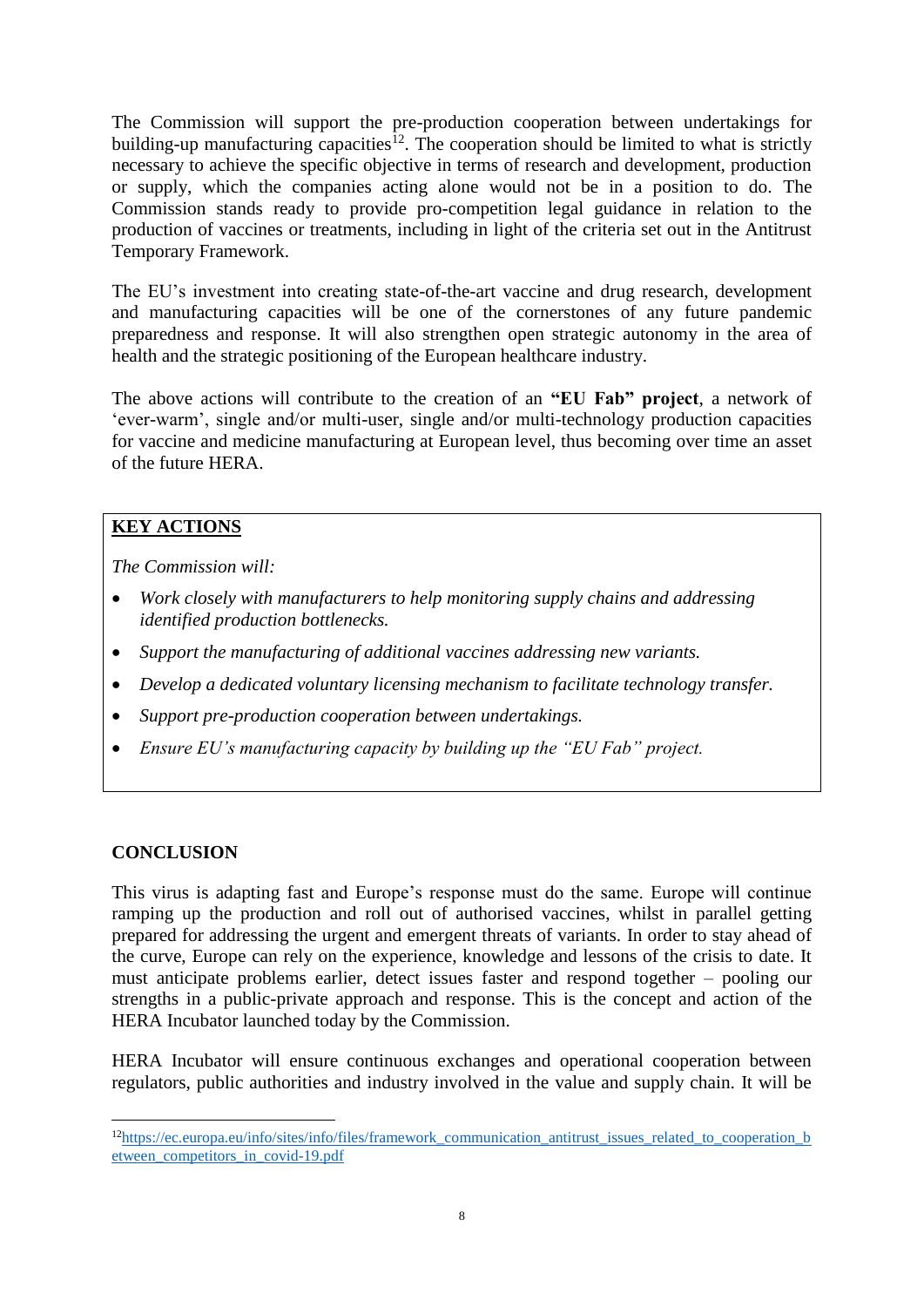The Commission will support the pre-production cooperation between undertakings for building-up manufacturing capacities[12]. The cooperation should be limited to what is strictly necessary to achieve the specific objective in terms of research and development, production or supply, which the companies acting alone would not be in a position to do. The Commission stands ready to provide pro-competition legal guidance in relation to the production of vaccines or treatments, including in light of the criteria set out in the Antitrust Temporary Framework.

The EU's investment into creating state-of-the-art vaccine and drug research, development and manufacturing capacities will be one of the cornerstones of any future pandemic preparedness and response. It will also strengthen open strategic autonomy in the area of health and the strategic positioning of the European healthcare industry.

The above actions will contribute to the creation of an **"EU Fab" project**, a network of 'ever-warm', single and/or multi-user, single and/or multi-technology production capacities for vaccine and medicine manufacturing at European level, thus becoming over time an asset of the future HERA.

**KEY ACTIONS**

*The Commission will:*

- *Work closely with manufacturers to help monitoring supply chains and addressing identified production bottlenecks.*
- *Support the manufacturing of additional vaccines addressing new variants.*
- *Develop a dedicated voluntary licensing mechanism to facilitate technology transfer.*
- *Support pre-production cooperation between undertakings.*
- *Ensure EU's manufacturing capacity by building up the "EU Fab" project.*

## CONCLUSION

This virus is adapting fast and Europe's response must do the same. Europe will continue ramping up the production and roll out of authorised vaccines, whilst in parallel getting prepared for addressing the urgent and emergent threats of variants. In order to stay ahead of the curve, Europe can rely on the experience, knowledge and lessons of the crisis to date. It must anticipate problems earlier, detect issues faster and respond together – pooling our strengths in a public-private approach and response. This is the concept and action of the HERA Incubator launched today by the Commission.

HERA Incubator will ensure continuous exchanges and operational cooperation between regulators, public authorities and industry involved in the value and supply chain. It will be

[12] https://ec.europa.eu/info/sites/info/files/framework_communication_antitrust_issues_related_to_cooperation_between_competitors_in_covid-19.pdf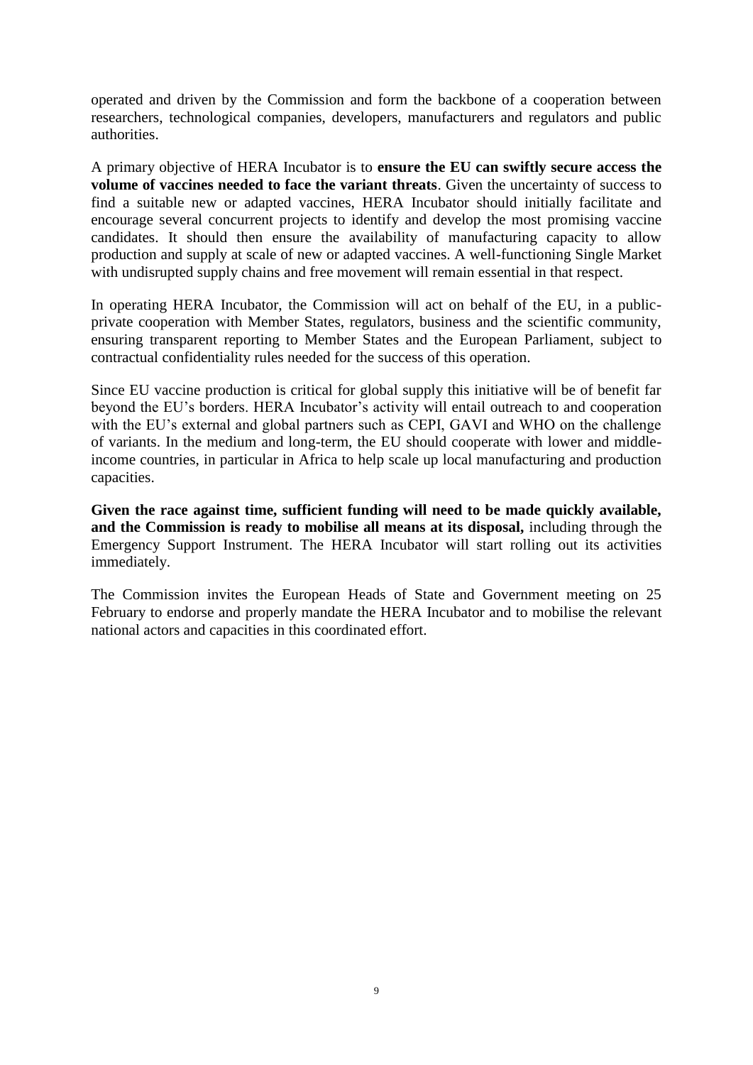operated and driven by the Commission and form the backbone of a cooperation between researchers, technological companies, developers, manufacturers and regulators and public authorities.

A primary objective of HERA Incubator is to **ensure the EU can swiftly secure access the volume of vaccines needed to face the variant threats**. Given the uncertainty of success to find a suitable new or adapted vaccines, HERA Incubator should initially facilitate and encourage several concurrent projects to identify and develop the most promising vaccine candidates. It should then ensure the availability of manufacturing capacity to allow production and supply at scale of new or adapted vaccines. A well-functioning Single Market with undisrupted supply chains and free movement will remain essential in that respect.

In operating HERA Incubator, the Commission will act on behalf of the EU, in a public-private cooperation with Member States, regulators, business and the scientific community, ensuring transparent reporting to Member States and the European Parliament, subject to contractual confidentiality rules needed for the success of this operation.

Since EU vaccine production is critical for global supply this initiative will be of benefit far beyond the EU's borders. HERA Incubator's activity will entail outreach to and cooperation with the EU's external and global partners such as CEPI, GAVI and WHO on the challenge of variants. In the medium and long-term, the EU should cooperate with lower and middle-income countries, in particular in Africa to help scale up local manufacturing and production capacities.

**Given the race against time, sufficient funding will need to be made quickly available, and the Commission is ready to mobilise all means at its disposal,** including through the Emergency Support Instrument. The HERA Incubator will start rolling out its activities immediately.

The Commission invites the European Heads of State and Government meeting on 25 February to endorse and properly mandate the HERA Incubator and to mobilise the relevant national actors and capacities in this coordinated effort.